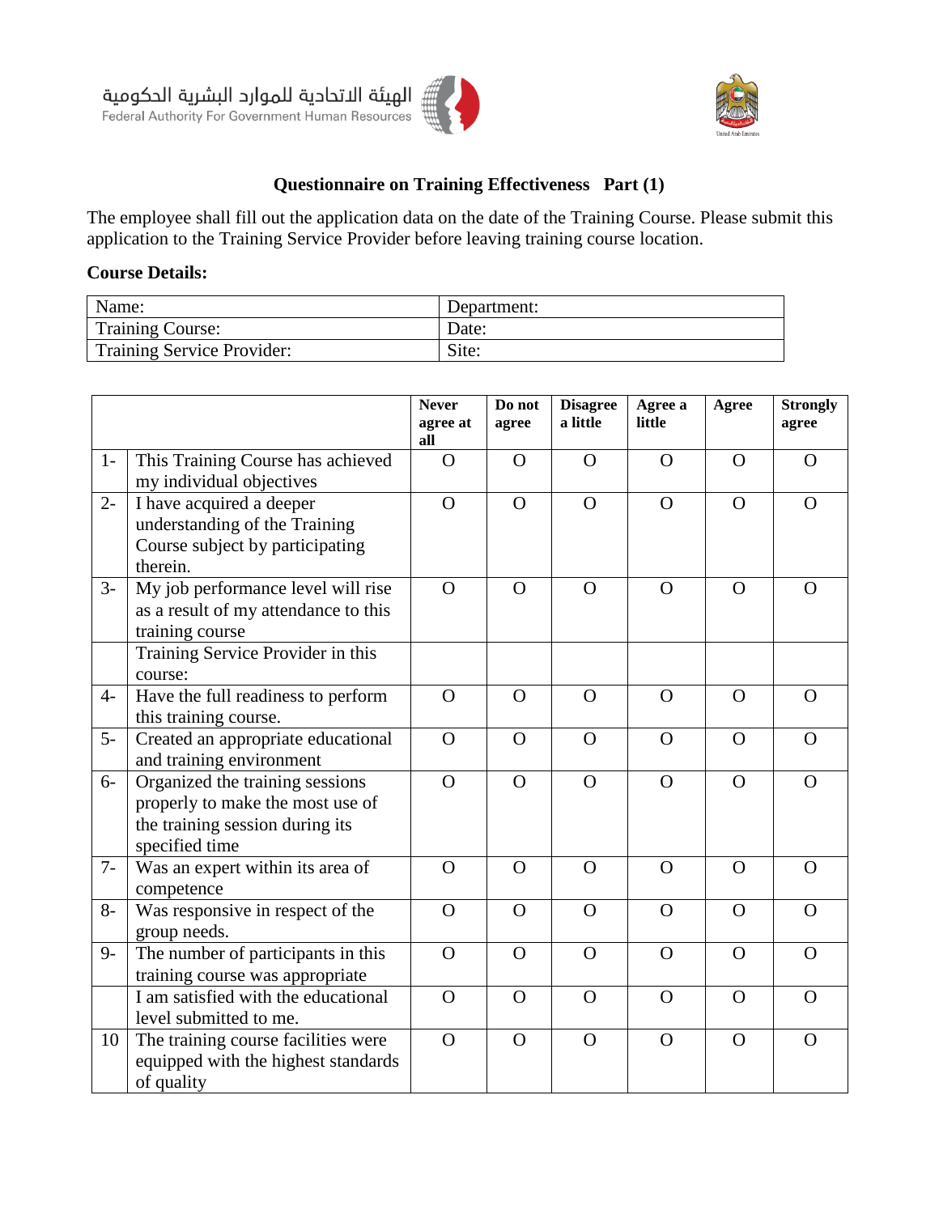الهيئة الاتحادية للموارد البشرية الحكومية
Federal Authority For Government Human Resources

## Questionnaire on Training Effectiveness   Part (1)

The employee shall fill out the application data on the date of the Training Course. Please submit this application to the Training Service Provider before leaving training course location.

**Course Details:**

| Name: | Department: |
|---|---|
| Training Course: | Date: |
| Training Service Provider: | Site: |

| | | **Never agree at all** | **Do not agree** | **Disagree a little** | **Agree a little** | **Agree** | **Strongly agree** |
|---|---|---|---|---|---|---|---|
| 1- | This Training Course has achieved my individual objectives | O | O | O | O | O | O |
| 2- | I have acquired a deeper understanding of the Training Course subject by participating therein. | O | O | O | O | O | O |
| 3- | My job performance level will rise as a result of my attendance to this training course | O | O | O | O | O | O |
| | Training Service Provider in this course: | | | | | | |
| 4- | Have the full readiness to perform this training course. | O | O | O | O | O | O |
| 5- | Created an appropriate educational and training environment | O | O | O | O | O | O |
| 6- | Organized the training sessions properly to make the most use of the training session during its specified time | O | O | O | O | O | O |
| 7- | Was an expert within its area of competence | O | O | O | O | O | O |
| 8- | Was responsive in respect of the group needs. | O | O | O | O | O | O |
| 9- | The number of participants in this training course was appropriate | O | O | O | O | O | O |
| | I am satisfied with the educational level submitted to me. | O | O | O | O | O | O |
| 10 | The training course facilities were equipped with the highest standards of quality | O | O | O | O | O | O |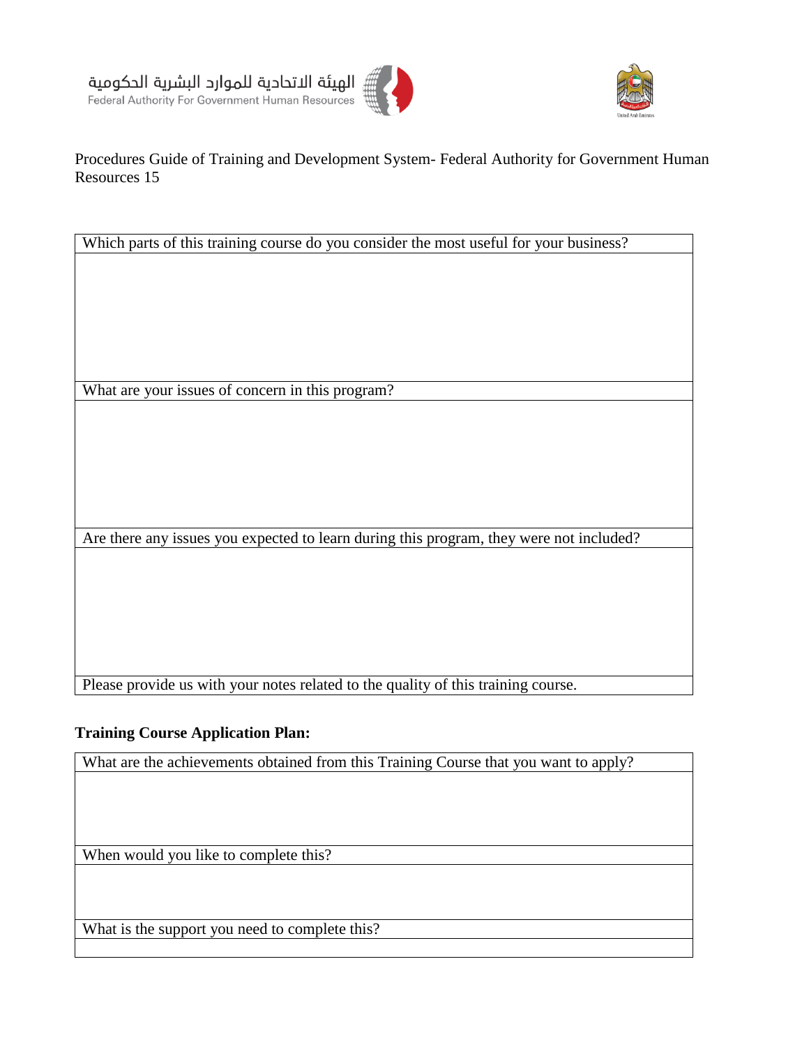Procedures Guide of Training and Development System- Federal Authority for Government Human Resources 15

| Which parts of this training course do you consider the most useful for your business? |
|---|
| |
| What are your issues of concern in this program? |
| |
| Are there any issues you expected to learn during this program, they were not included? |
| |
| Please provide us with your notes related to the quality of this training course. |

**Training Course Application Plan:**

| What are the achievements obtained from this Training Course that you want to apply? |
|---|
| |
| When would you like to complete this? |
| |
| What is the support you need to complete this? |
| |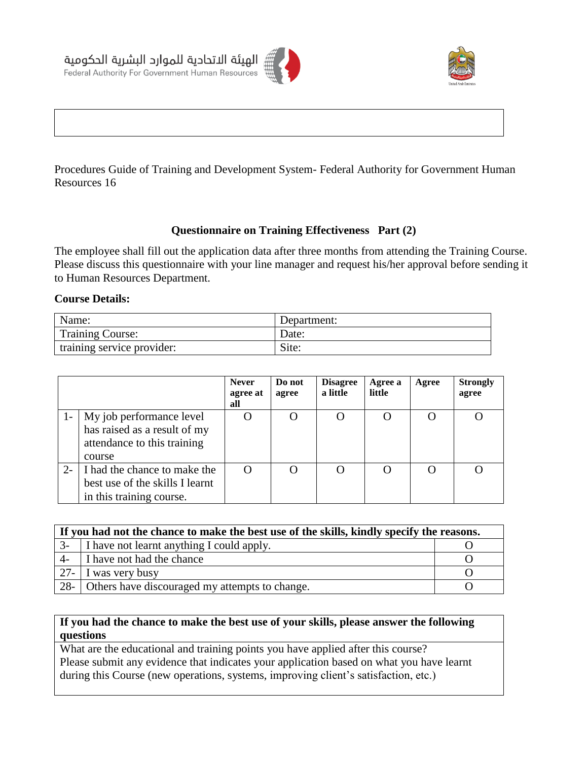الهيئة الاتحادية للموارد البشرية الحكومية
Federal Authority For Government Human Resources

Procedures Guide of Training and Development System- Federal Authority for Government Human Resources 16

### Questionnaire on Training Effectiveness Part (2)

The employee shall fill out the application data after three months from attending the Training Course. Please discuss this questionnaire with your line manager and request his/her approval before sending it to Human Resources Department.

**Course Details:**

| Name: | Department: |
|---|---|
| Training Course: | Date: |
| training service provider: | Site: |

| | | **Never agree at all** | **Do not agree** | **Disagree a little** | **Agree a little** | **Agree** | **Strongly agree** |
|---|---|---|---|---|---|---|---|
| 1- | My job performance level has raised as a result of my attendance to this training course | O | O | O | O | O | O |
| 2- | I had the chance to make the best use of the skills I learnt in this training course. | O | O | O | O | O | O |

| **If you had not the chance to make the best use of the skills, kindly specify the reasons.** | | |
|---|---|---|
| 3- | I have not learnt anything I could apply. | O |
| 4- | I have not had the chance | O |
| 27- | I was very busy | O |
| 28- | Others have discouraged my attempts to change. | O |

| **If you had the chance to make the best use of your skills, please answer the following questions** |
|---|
| What are the educational and training points you have applied after this course?<br>Please submit any evidence that indicates your application based on what you have learnt during this Course (new operations, systems, improving client's satisfaction, etc.) |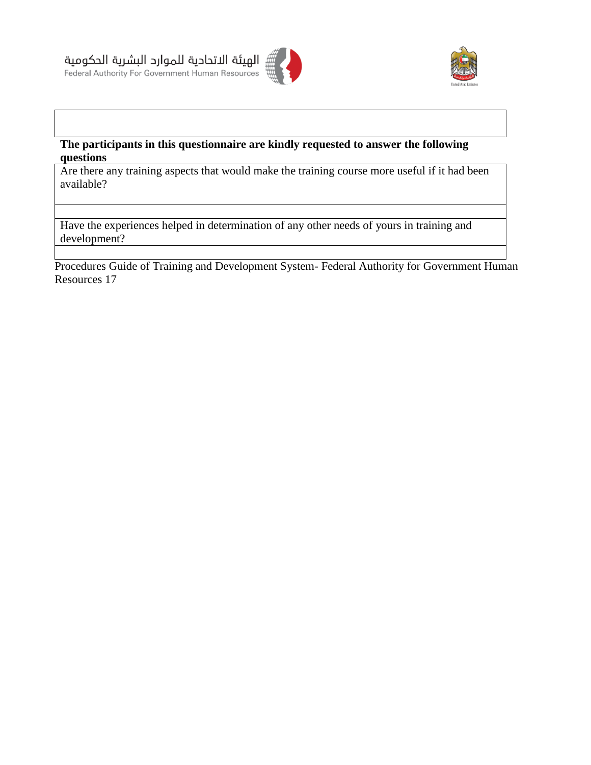| |
|---|
| |

**The participants in this questionnaire are kindly requested to answer the following questions**

| Are there any training aspects that would make the training course more useful if it had been available? |
|---|
| |
| Have the experiences helped in determination of any other needs of yours in training and development? |
| |

Procedures Guide of Training and Development System- Federal Authority for Government Human Resources 17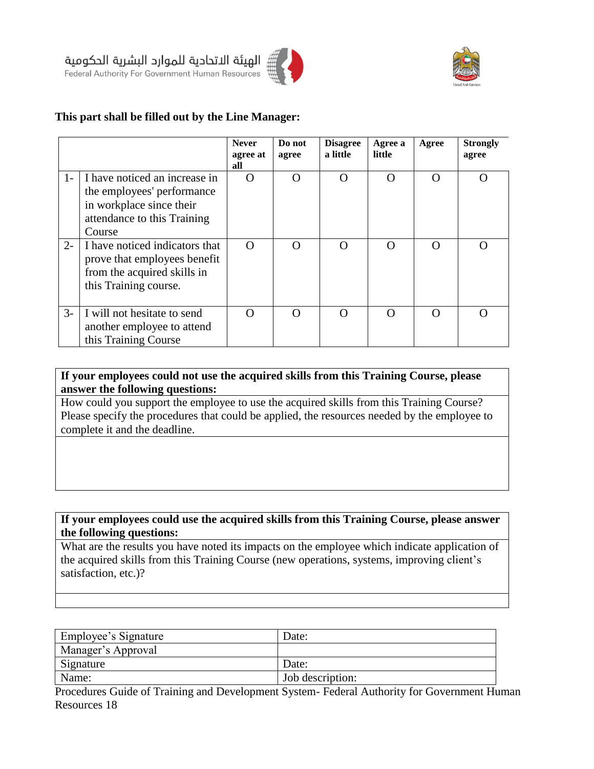الهيئة الاتحادية للموارد البشرية الحكومية
Federal Authority For Government Human Resources

**This part shall be filled out by the Line Manager:**

| | | Never agree at all | Do not agree | Disagree a little | Agree a little | Agree | Strongly agree |
|---|---|---|---|---|---|---|---|
| 1- | I have noticed an increase in the employees' performance in workplace since their attendance to this Training Course | O | O | O | O | O | O |
| 2- | I have noticed indicators that prove that employees benefit from the acquired skills in this Training course. | O | O | O | O | O | O |
| 3- | I will not hesitate to send another employee to attend this Training Course | O | O | O | O | O | O |

| **If your employees could not use the acquired skills from this Training Course, please answer the following questions:** |
|---|
| How could you support the employee to use the acquired skills from this Training Course? Please specify the procedures that could be applied, the resources needed by the employee to complete it and the deadline. |
| |

| **If your employees could use the acquired skills from this Training Course, please answer the following questions:** |
|---|
| What are the results you have noted its impacts on the employee which indicate application of the acquired skills from this Training Course (new operations, systems, improving client's satisfaction, etc.)? |
| |

| | |
|---|---|
| Employee's Signature | Date: |
| Manager's Approval | |
| Signature | Date: |
| Name: | Job description: |

Procedures Guide of Training and Development System- Federal Authority for Government Human Resources 18